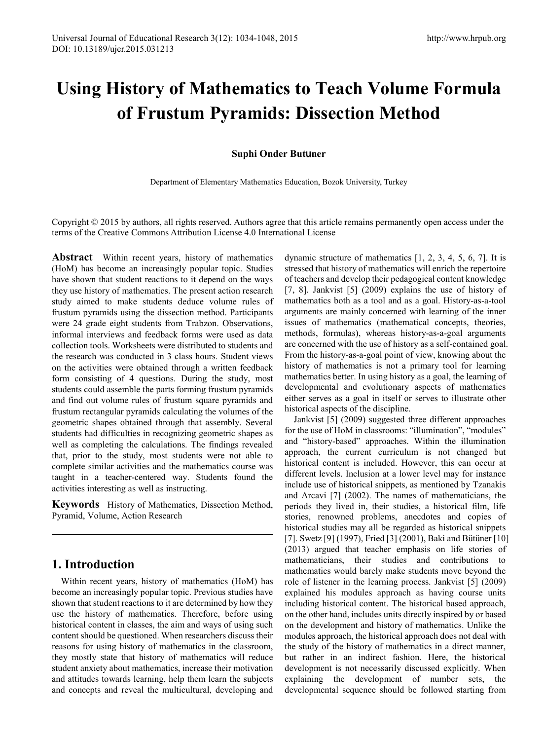# Using History of Mathematics to Teach Volume Formula of Frustum Pyramids: Dissection Method

**Suphi Onder Butuner**

Department of Elementary Mathematics Education, Bozok University, Turkey

Copyright © 2015 by authors, all rights reserved. Authors agree that this article remains permanently open access under the terms of the Creative Commons Attribution License 4.0 International License

**Abstract** Within recent years, history of mathematics (HoM) has become an increasingly popular topic. Studies have shown that student reactions to it depend on the ways they use history of mathematics. The present action research study aimed to make students deduce volume rules of frustum pyramids using the dissection method. Participants were 24 grade eight students from Trabzon. Observations, informal interviews and feedback forms were used as data collection tools. Worksheets were distributed to students and the research was conducted in 3 class hours. Student views on the activities were obtained through a written feedback form consisting of 4 questions. During the study, most students could assemble the parts forming frustum pyramids and find out volume rules of frustum square pyramids and frustum rectangular pyramids calculating the volumes of the geometric shapes obtained through that assembly. Several students had difficulties in recognizing geometric shapes as well as completing the calculations. The findings revealed that, prior to the study, most students were not able to complete similar activities and the mathematics course was taught in a teacher-centered way. Students found the activities interesting as well as instructing.

**Keywords** History of Mathematics, Dissection Method, Pyramid, Volume, Action Research

## 1. Introduction

Within recent years, history of mathematics (HoM) has become an increasingly popular topic. Previous studies have shown that student reactions to it are determined by how they use the history of mathematics. Therefore, before using historical content in classes, the aim and ways of using such content should be questioned. When researchers discuss their reasons for using history of mathematics in the classroom, they mostly state that history of mathematics will reduce student anxiety about mathematics, increase their motivation and attitudes towards learning, help them learn the subjects and concepts and reveal the multicultural, developing and dynamic structure of mathematics [1, 2, 3, 4, 5, 6, 7]. It is stressed that history of mathematics will enrich the repertoire of teachers and develop their pedagogical content knowledge [7, 8]. Jankvist [5] (2009) explains the use of history of mathematics both as a tool and as a goal. History-as-a-tool arguments are mainly concerned with learning of the inner issues of mathematics (mathematical concepts, theories, methods, formulas), whereas history-as-a-goal arguments are concerned with the use of history as a self-contained goal. From the history-as-a-goal point of view, knowing about the history of mathematics is not a primary tool for learning mathematics better. In using history as a goal, the learning of developmental and evolutionary aspects of mathematics either serves as a goal in itself or serves to illustrate other historical aspects of the discipline.

Jankvist [5] (2009) suggested three different approaches for the use of HoM in classrooms: "illumination", "modules" and "history-based" approaches. Within the illumination approach, the current curriculum is not changed but historical content is included. However, this can occur at different levels. Inclusion at a lower level may for instance include use of historical snippets, as mentioned by Tzanakis and Arcavi [7] (2002). The names of mathematicians, the periods they lived in, their studies, a historical film, life stories, renowned problems, anecdotes and copies of historical studies may all be regarded as historical snippets [7]. Swetz [9] (1997), Fried [3] (2001), Baki and Bütüner [10] (2013) argued that teacher emphasis on life stories of mathematicians, their studies and contributions to mathematics would barely make students move beyond the role of listener in the learning process. Jankvist [5] (2009) explained his modules approach as having course units including historical content. The historical based approach, on the other hand, includes units directly inspired by or based on the development and history of mathematics. Unlike the modules approach, the historical approach does not deal with the study of the history of mathematics in a direct manner, but rather in an indirect fashion. Here, the historical development is not necessarily discussed explicitly. When explaining the development of number sets, the developmental sequence should be followed starting from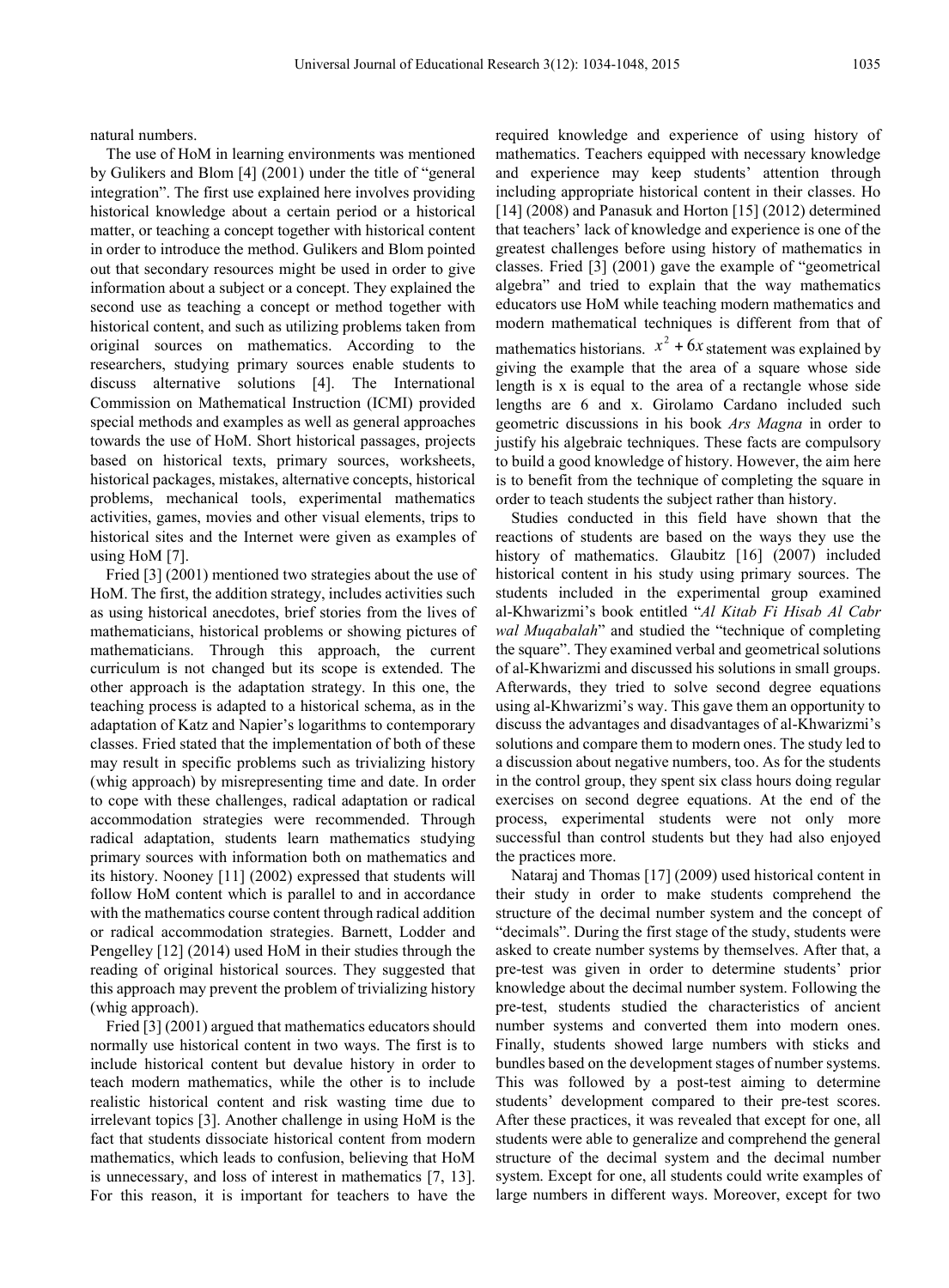natural numbers.

The use of HoM in learning environments was mentioned by Gulikers and Blom [4] (2001) under the title of "general integration". The first use explained here involves providing historical knowledge about a certain period or a historical matter, or teaching a concept together with historical content in order to introduce the method. Gulikers and Blom pointed out that secondary resources might be used in order to give information about a subject or a concept. They explained the second use as teaching a concept or method together with historical content, and such as utilizing problems taken from original sources on mathematics. According to the researchers, studying primary sources enable students to discuss alternative solutions [4]. The International Commission on Mathematical Instruction (ICMI) provided special methods and examples as well as general approaches towards the use of HoM. Short historical passages, projects based on historical texts, primary sources, worksheets, historical packages, mistakes, alternative concepts, historical problems, mechanical tools, experimental mathematics activities, games, movies and other visual elements, trips to historical sites and the Internet were given as examples of using HoM [7].

Fried [3] (2001) mentioned two strategies about the use of HoM. The first, the addition strategy, includes activities such as using historical anecdotes, brief stories from the lives of mathematicians, historical problems or showing pictures of mathematicians. Through this approach, the current curriculum is not changed but its scope is extended. The other approach is the adaptation strategy. In this one, the teaching process is adapted to a historical schema, as in the adaptation of Katz and Napier's logarithms to contemporary classes. Fried stated that the implementation of both of these may result in specific problems such as trivializing history (whig approach) by misrepresenting time and date. In order to cope with these challenges, radical adaptation or radical accommodation strategies were recommended. Through radical adaptation, students learn mathematics studying primary sources with information both on mathematics and its history. Nooney [11] (2002) expressed that students will follow HoM content which is parallel to and in accordance with the mathematics course content through radical addition or radical accommodation strategies. Barnett, Lodder and Pengelley [12] (2014) used HoM in their studies through the reading of original historical sources. They suggested that this approach may prevent the problem of trivializing history (whig approach).

Fried [3] (2001) argued that mathematics educators should normally use historical content in two ways. The first is to include historical content but devalue history in order to teach modern mathematics, while the other is to include realistic historical content and risk wasting time due to irrelevant topics [3]. Another challenge in using HoM is the fact that students dissociate historical content from modern mathematics, which leads to confusion, believing that HoM is unnecessary, and loss of interest in mathematics [7, 13]. For this reason, it is important for teachers to have the required knowledge and experience of using history of mathematics. Teachers equipped with necessary knowledge and experience may keep students' attention through including appropriate historical content in their classes. Ho [14] (2008) and Panasuk and Horton [15] (2012) determined that teachers' lack of knowledge and experience is one of the greatest challenges before using history of mathematics in classes. Fried [3] (2001) gave the example of "geometrical algebra" and tried to explain that the way mathematics educators use HoM while teaching modern mathematics and modern mathematical techniques is different from that of mathematics historians. $x^2 + 6x$ statement was explained by giving the example that the area of a square whose side length is x is equal to the area of a rectangle whose side lengths are 6 and x. Girolamo Cardano included such geometric discussions in his book *Ars Magna* in order to justify his algebraic techniques. These facts are compulsory to build a good knowledge of history. However, the aim here is to benefit from the technique of completing the square in order to teach students the subject rather than history.

Studies conducted in this field have shown that the reactions of students are based on the ways they use the history of mathematics. Glaubitz [16] (2007) included historical content in his study using primary sources. The students included in the experimental group examined al-Khwarizmi's book entitled "*Al Kitab Fi Hisab Al Cabr wal Muqabalah*" and studied the "technique of completing the square". They examined verbal and geometrical solutions of al-Khwarizmi and discussed his solutions in small groups. Afterwards, they tried to solve second degree equations using al-Khwarizmi's way. This gave them an opportunity to discuss the advantages and disadvantages of al-Khwarizmi's solutions and compare them to modern ones. The study led to a discussion about negative numbers, too. As for the students in the control group, they spent six class hours doing regular exercises on second degree equations. At the end of the process, experimental students were not only more successful than control students but they had also enjoyed the practices more.

Nataraj and Thomas [17] (2009) used historical content in their study in order to make students comprehend the structure of the decimal number system and the concept of "decimals". During the first stage of the study, students were asked to create number systems by themselves. After that, a pre-test was given in order to determine students' prior knowledge about the decimal number system. Following the pre-test, students studied the characteristics of ancient number systems and converted them into modern ones. Finally, students showed large numbers with sticks and bundles based on the development stages of number systems. This was followed by a post-test aiming to determine students' development compared to their pre-test scores. After these practices, it was revealed that except for one, all students were able to generalize and comprehend the general structure of the decimal system and the decimal number system. Except for one, all students could write examples of large numbers in different ways. Moreover, except for two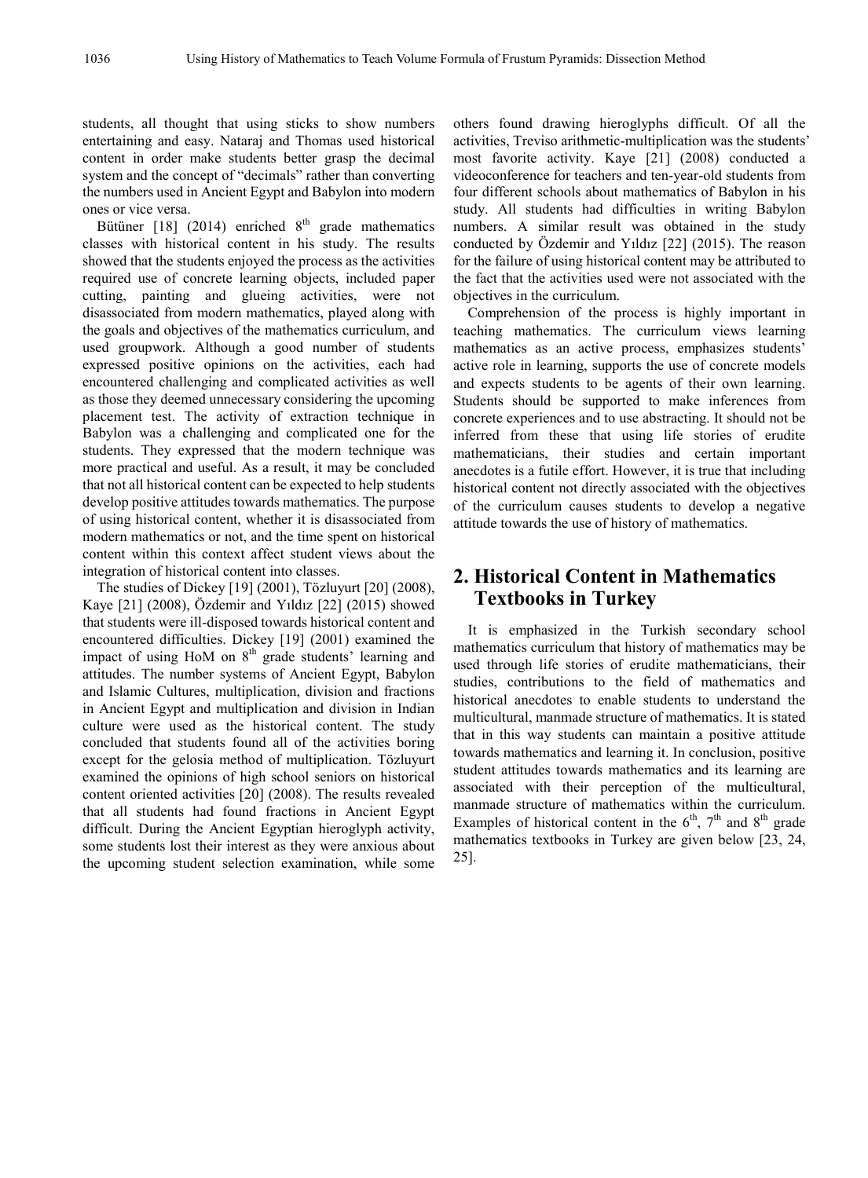students, all thought that using sticks to show numbers entertaining and easy. Nataraj and Thomas used historical content in order make students better grasp the decimal system and the concept of "decimals" rather than converting the numbers used in Ancient Egypt and Babylon into modern ones or vice versa.

Bütüner [18] (2014) enriched 8th grade mathematics classes with historical content in his study. The results showed that the students enjoyed the process as the activities required use of concrete learning objects, included paper cutting, painting and glueing activities, were not disassociated from modern mathematics, played along with the goals and objectives of the mathematics curriculum, and used groupwork. Although a good number of students expressed positive opinions on the activities, each had encountered challenging and complicated activities as well as those they deemed unnecessary considering the upcoming placement test. The activity of extraction technique in Babylon was a challenging and complicated one for the students. They expressed that the modern technique was more practical and useful. As a result, it may be concluded that not all historical content can be expected to help students develop positive attitudes towards mathematics. The purpose of using historical content, whether it is disassociated from modern mathematics or not, and the time spent on historical content within this context affect student views about the integration of historical content into classes.

The studies of Dickey [19] (2001), Tözluyurt [20] (2008), Kaye [21] (2008), Özdemir and Yıldız [22] (2015) showed that students were ill-disposed towards historical content and encountered difficulties. Dickey [19] (2001) examined the impact of using HoM on 8th grade students' learning and attitudes. The number systems of Ancient Egypt, Babylon and Islamic Cultures, multiplication, division and fractions in Ancient Egypt and multiplication and division in Indian culture were used as the historical content. The study concluded that students found all of the activities boring except for the gelosia method of multiplication. Tözluyurt examined the opinions of high school seniors on historical content oriented activities [20] (2008). The results revealed that all students had found fractions in Ancient Egypt difficult. During the Ancient Egyptian hieroglyph activity, some students lost their interest as they were anxious about the upcoming student selection examination, while some others found drawing hieroglyphs difficult. Of all the activities, Treviso arithmetic-multiplication was the students' most favorite activity. Kaye [21] (2008) conducted a videoconference for teachers and ten-year-old students from four different schools about mathematics of Babylon in his study. All students had difficulties in writing Babylon numbers. A similar result was obtained in the study conducted by Özdemir and Yıldız [22] (2015). The reason for the failure of using historical content may be attributed to the fact that the activities used were not associated with the objectives in the curriculum.

Comprehension of the process is highly important in teaching mathematics. The curriculum views learning mathematics as an active process, emphasizes students' active role in learning, supports the use of concrete models and expects students to be agents of their own learning. Students should be supported to make inferences from concrete experiences and to use abstracting. It should not be inferred from these that using life stories of erudite mathematicians, their studies and certain important anecdotes is a futile effort. However, it is true that including historical content not directly associated with the objectives of the curriculum causes students to develop a negative attitude towards the use of history of mathematics.

## 2. Historical Content in Mathematics Textbooks in Turkey

It is emphasized in the Turkish secondary school mathematics curriculum that history of mathematics may be used through life stories of erudite mathematicians, their studies, contributions to the field of mathematics and historical anecdotes to enable students to understand the multicultural, manmade structure of mathematics. It is stated that in this way students can maintain a positive attitude towards mathematics and learning it. In conclusion, positive student attitudes towards mathematics and its learning are associated with their perception of the multicultural, manmade structure of mathematics within the curriculum. Examples of historical content in the 6th, 7th and 8th grade mathematics textbooks in Turkey are given below [23, 24, 25].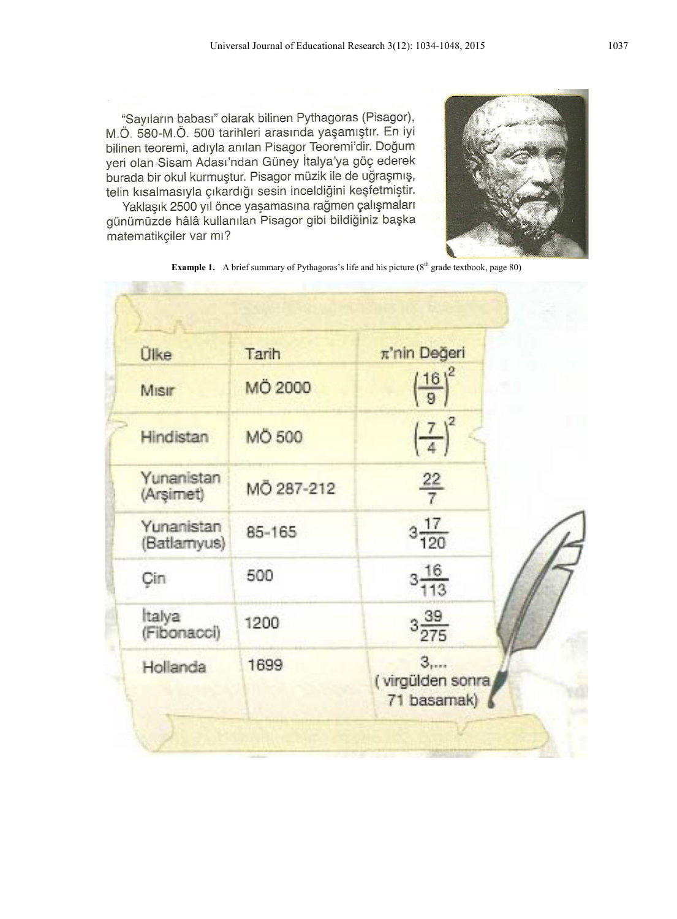"Sayıların babası" olarak bilinen Pythagoras (Pisagor), M.Ö. 580-M.Ö. 500 tarihleri arasında yaşamıştır. En iyi bilinen teoremi, adıyla anılan Pisagor Teoremi'dir. Doğum yeri olan Sisam Adası'ndan Güney İtalya'ya göç ederek burada bir okul kurmuştur. Pisagor müzik ile de uğraşmış, telin kısalmasıyla çıkardığı sesin inceldiğini keşfetmiştir.

Yaklaşık 2500 yıl önce yaşamasına rağmen çalışmaları günümüzde hâlâ kullanılan Pisagor gibi bildiğiniz başka matematikçiler var mı?

**Example 1.** A brief summary of Pythagoras's life and his picture (8th grade textbook, page 80)

| Ülke | Tarih | $\pi$'nin Değeri |
|---|---|---|
| Mısır | MÖ 2000 | $\left(\frac{16}{9}\right)^2$ |
| Hindistan | MÖ 500 | $\left(\frac{7}{4}\right)^2$ |
| Yunanistan (Arşimet) | MÖ 287-212 | $\frac{22}{7}$ |
| Yunanistan (Batlamyus) | 85-165 | $3\frac{17}{120}$ |
| Çin | 500 | $3\frac{16}{113}$ |
| İtalya (Fibonacci) | 1200 | $3\frac{39}{275}$ |
| Hollanda | 1699 | 3,... ( virgülden sonra 71 basamak) |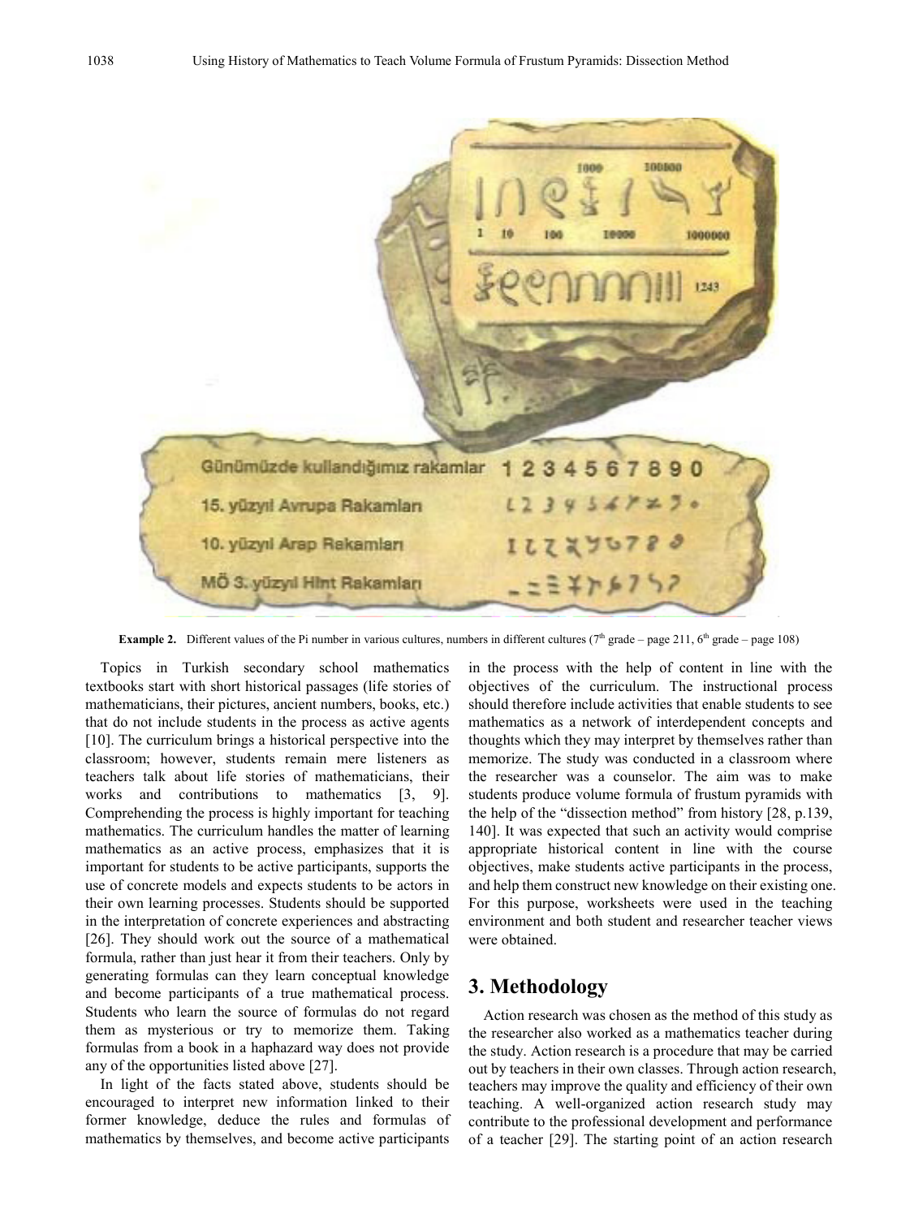**Example 2.** Different values of the Pi number in various cultures, numbers in different cultures ($7^{th}$ grade – page 211, $6^{th}$ grade – page 108)

Topics in Turkish secondary school mathematics textbooks start with short historical passages (life stories of mathematicians, their pictures, ancient numbers, books, etc.) that do not include students in the process as active agents [10]. The curriculum brings a historical perspective into the classroom; however, students remain mere listeners as teachers talk about life stories of mathematicians, their works and contributions to mathematics [3, 9]. Comprehending the process is highly important for teaching mathematics. The curriculum handles the matter of learning mathematics as an active process, emphasizes that it is important for students to be active participants, supports the use of concrete models and expects students to be actors in their own learning processes. Students should be supported in the interpretation of concrete experiences and abstracting [26]. They should work out the source of a mathematical formula, rather than just hear it from their teachers. Only by generating formulas can they learn conceptual knowledge and become participants of a true mathematical process. Students who learn the source of formulas do not regard them as mysterious or try to memorize them. Taking formulas from a book in a haphazard way does not provide any of the opportunities listed above [27].

In light of the facts stated above, students should be encouraged to interpret new information linked to their former knowledge, deduce the rules and formulas of mathematics by themselves, and become active participants in the process with the help of content in line with the objectives of the curriculum. The instructional process should therefore include activities that enable students to see mathematics as a network of interdependent concepts and thoughts which they may interpret by themselves rather than memorize. The study was conducted in a classroom where the researcher was a counselor. The aim was to make students produce volume formula of frustum pyramids with the help of the "dissection method" from history [28, p.139, 140]. It was expected that such an activity would comprise appropriate historical content in line with the course objectives, make students active participants in the process, and help them construct new knowledge on their existing one. For this purpose, worksheets were used in the teaching environment and both student and researcher teacher views were obtained.

## 3. Methodology

Action research was chosen as the method of this study as the researcher also worked as a mathematics teacher during the study. Action research is a procedure that may be carried out by teachers in their own classes. Through action research, teachers may improve the quality and efficiency of their own teaching. A well-organized action research study may contribute to the professional development and performance of a teacher [29]. The starting point of an action research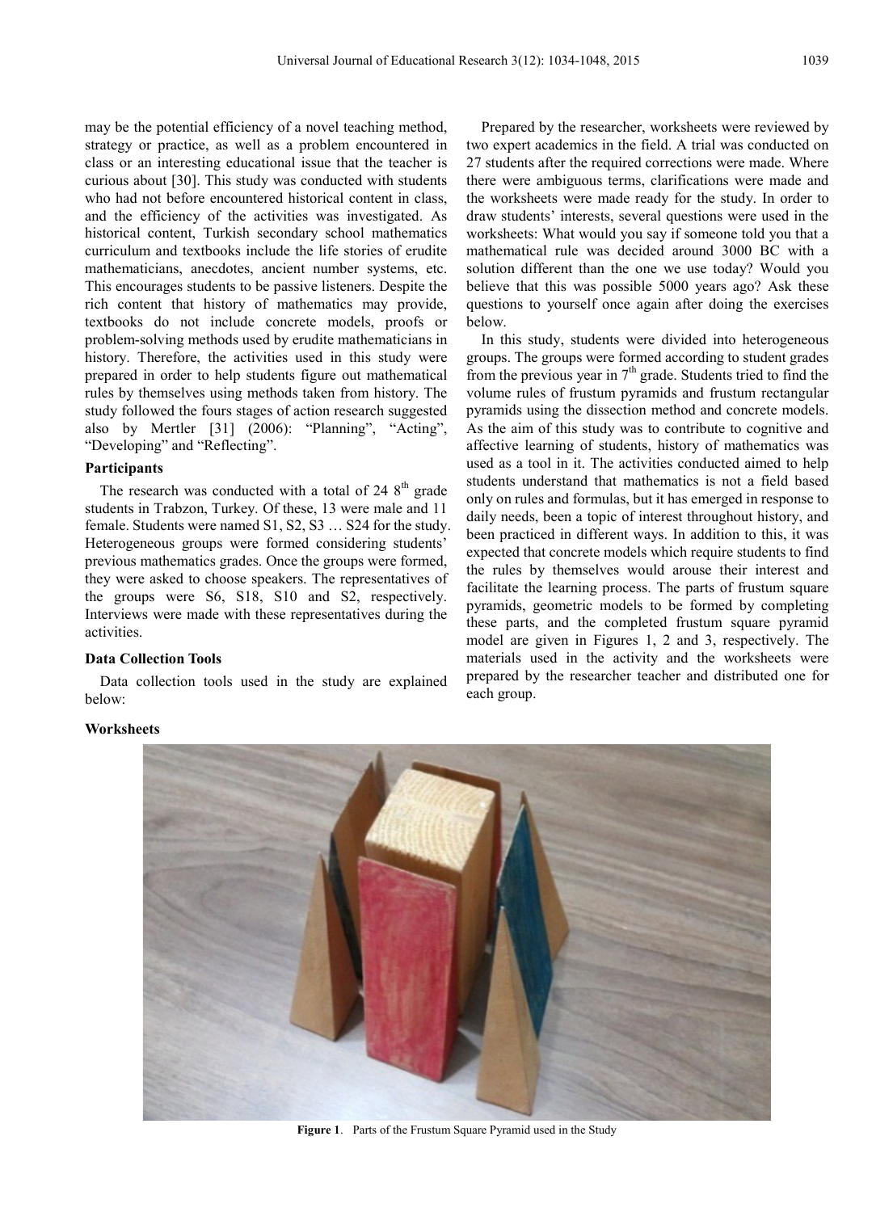may be the potential efficiency of a novel teaching method, strategy or practice, as well as a problem encountered in class or an interesting educational issue that the teacher is curious about [30]. This study was conducted with students who had not before encountered historical content in class, and the efficiency of the activities was investigated. As historical content, Turkish secondary school mathematics curriculum and textbooks include the life stories of erudite mathematicians, anecdotes, ancient number systems, etc. This encourages students to be passive listeners. Despite the rich content that history of mathematics may provide, textbooks do not include concrete models, proofs or problem-solving methods used by erudite mathematicians in history. Therefore, the activities used in this study were prepared in order to help students figure out mathematical rules by themselves using methods taken from history. The study followed the fours stages of action research suggested also by Mertler [31] (2006): "Planning", "Acting", "Developing" and "Reflecting".

### Participants

The research was conducted with a total of 24 8th grade students in Trabzon, Turkey. Of these, 13 were male and 11 female. Students were named S1, S2, S3 … S24 for the study. Heterogeneous groups were formed considering students' previous mathematics grades. Once the groups were formed, they were asked to choose speakers. The representatives of the groups were S6, S18, S10 and S2, respectively. Interviews were made with these representatives during the activities.

### Data Collection Tools

Data collection tools used in the study are explained below:

#### Worksheets

Prepared by the researcher, worksheets were reviewed by two expert academics in the field. A trial was conducted on 27 students after the required corrections were made. Where there were ambiguous terms, clarifications were made and the worksheets were made ready for the study. In order to draw students' interests, several questions were used in the worksheets: What would you say if someone told you that a mathematical rule was decided around 3000 BC with a solution different than the one we use today? Would you believe that this was possible 5000 years ago? Ask these questions to yourself once again after doing the exercises below.

In this study, students were divided into heterogeneous groups. The groups were formed according to student grades from the previous year in 7th grade. Students tried to find the volume rules of frustum pyramids and frustum rectangular pyramids using the dissection method and concrete models. As the aim of this study was to contribute to cognitive and affective learning of students, history of mathematics was used as a tool in it. The activities conducted aimed to help students understand that mathematics is not a field based only on rules and formulas, but it has emerged in response to daily needs, been a topic of interest throughout history, and been practiced in different ways. In addition to this, it was expected that concrete models which require students to find the rules by themselves would arouse their interest and facilitate the learning process. The parts of frustum square pyramids, geometric models to be formed by completing these parts, and the completed frustum square pyramid model are given in Figures 1, 2 and 3, respectively. The materials used in the activity and the worksheets were prepared by the researcher teacher and distributed one for each group.

**Figure 1**. Parts of the Frustum Square Pyramid used in the Study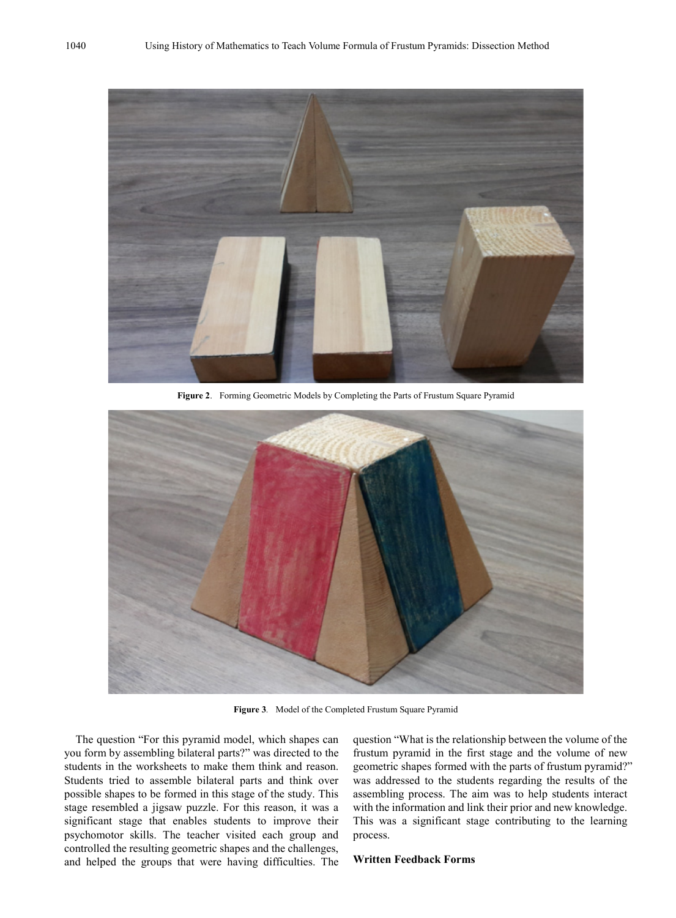**Figure 2**. Forming Geometric Models by Completing the Parts of Frustum Square Pyramid

**Figure 3**. Model of the Completed Frustum Square Pyramid

The question "For this pyramid model, which shapes can you form by assembling bilateral parts?" was directed to the students in the worksheets to make them think and reason. Students tried to assemble bilateral parts and think over possible shapes to be formed in this stage of the study. This stage resembled a jigsaw puzzle. For this reason, it was a significant stage that enables students to improve their psychomotor skills. The teacher visited each group and controlled the resulting geometric shapes and the challenges, and helped the groups that were having difficulties. The question "What is the relationship between the volume of the frustum pyramid in the first stage and the volume of new geometric shapes formed with the parts of frustum pyramid?" was addressed to the students regarding the results of the assembling process. The aim was to help students interact with the information and link their prior and new knowledge. This was a significant stage contributing to the learning process.

### Written Feedback Forms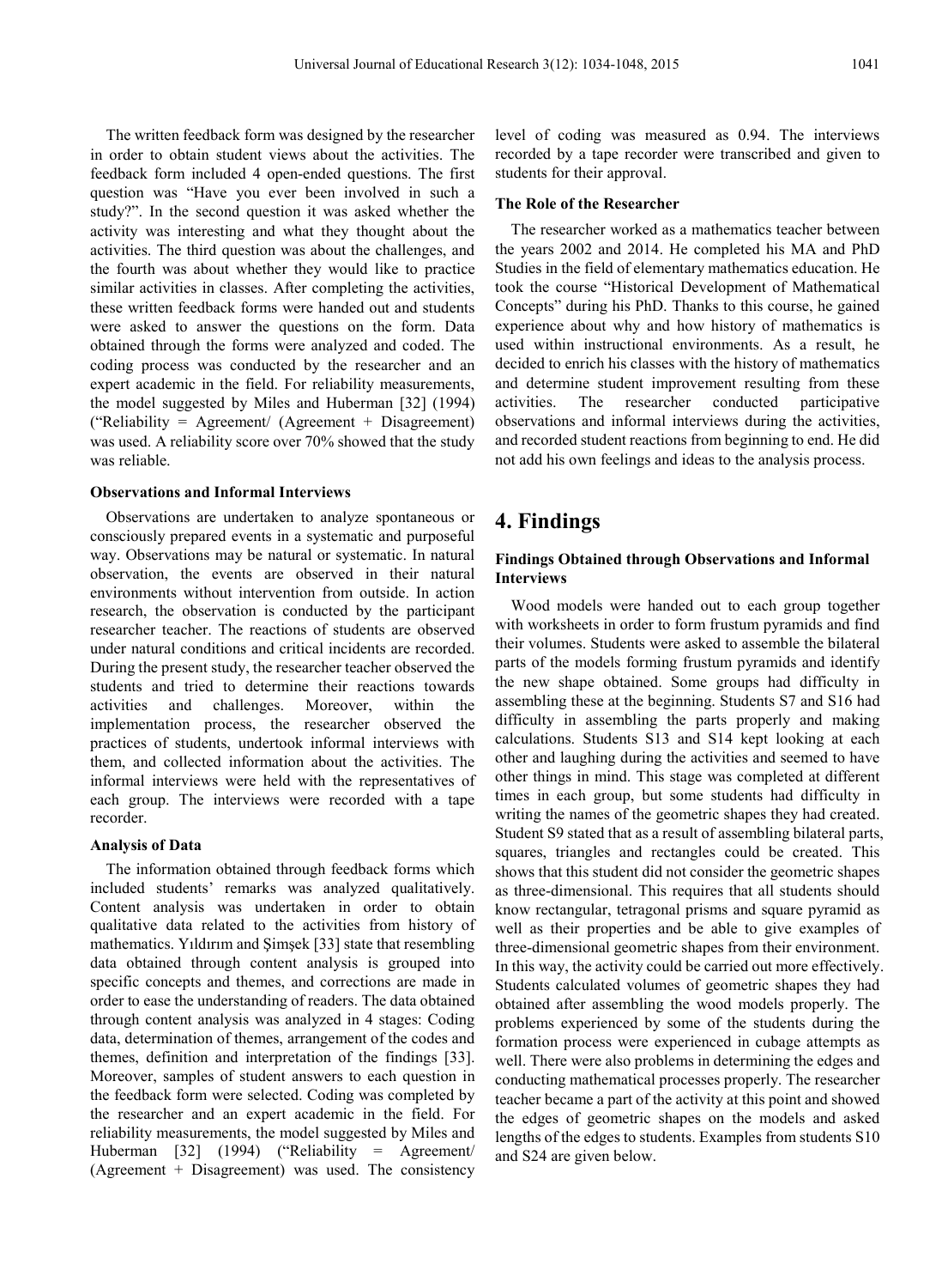The written feedback form was designed by the researcher in order to obtain student views about the activities. The feedback form included 4 open-ended questions. The first question was "Have you ever been involved in such a study?". In the second question it was asked whether the activity was interesting and what they thought about the activities. The third question was about the challenges, and the fourth was about whether they would like to practice similar activities in classes. After completing the activities, these written feedback forms were handed out and students were asked to answer the questions on the form. Data obtained through the forms were analyzed and coded. The coding process was conducted by the researcher and an expert academic in the field. For reliability measurements, the model suggested by Miles and Huberman [32] (1994) ("Reliability = Agreement/ (Agreement + Disagreement) was used. A reliability score over 70% showed that the study was reliable.

**Observations and Informal Interviews**

Observations are undertaken to analyze spontaneous or consciously prepared events in a systematic and purposeful way. Observations may be natural or systematic. In natural observation, the events are observed in their natural environments without intervention from outside. In action research, the observation is conducted by the participant researcher teacher. The reactions of students are observed under natural conditions and critical incidents are recorded. During the present study, the researcher teacher observed the students and tried to determine their reactions towards activities and challenges. Moreover, within the implementation process, the researcher observed the practices of students, undertook informal interviews with them, and collected information about the activities. The informal interviews were held with the representatives of each group. The interviews were recorded with a tape recorder.

**Analysis of Data**

The information obtained through feedback forms which included students' remarks was analyzed qualitatively. Content analysis was undertaken in order to obtain qualitative data related to the activities from history of mathematics. Yıldırım and Şimşek [33] state that resembling data obtained through content analysis is grouped into specific concepts and themes, and corrections are made in order to ease the understanding of readers. The data obtained through content analysis was analyzed in 4 stages: Coding data, determination of themes, arrangement of the codes and themes, definition and interpretation of the findings [33]. Moreover, samples of student answers to each question in the feedback form were selected. Coding was completed by the researcher and an expert academic in the field. For reliability measurements, the model suggested by Miles and Huberman [32] (1994) ("Reliability = Agreement/ (Agreement + Disagreement) was used. The consistency level of coding was measured as 0.94. The interviews recorded by a tape recorder were transcribed and given to students for their approval.

**The Role of the Researcher**

The researcher worked as a mathematics teacher between the years 2002 and 2014. He completed his MA and PhD Studies in the field of elementary mathematics education. He took the course "Historical Development of Mathematical Concepts" during his PhD. Thanks to this course, he gained experience about why and how history of mathematics is used within instructional environments. As a result, he decided to enrich his classes with the history of mathematics and determine student improvement resulting from these activities. The researcher conducted participative observations and informal interviews during the activities, and recorded student reactions from beginning to end. He did not add his own feelings and ideas to the analysis process.

# 4. Findings

**Findings Obtained through Observations and Informal Interviews**

Wood models were handed out to each group together with worksheets in order to form frustum pyramids and find their volumes. Students were asked to assemble the bilateral parts of the models forming frustum pyramids and identify the new shape obtained. Some groups had difficulty in assembling these at the beginning. Students S7 and S16 had difficulty in assembling the parts properly and making calculations. Students S13 and S14 kept looking at each other and laughing during the activities and seemed to have other things in mind. This stage was completed at different times in each group, but some students had difficulty in writing the names of the geometric shapes they had created. Student S9 stated that as a result of assembling bilateral parts, squares, triangles and rectangles could be created. This shows that this student did not consider the geometric shapes as three-dimensional. This requires that all students should know rectangular, tetragonal prisms and square pyramid as well as their properties and be able to give examples of three-dimensional geometric shapes from their environment. In this way, the activity could be carried out more effectively. Students calculated volumes of geometric shapes they had obtained after assembling the wood models properly. The problems experienced by some of the students during the formation process were experienced in cubage attempts as well. There were also problems in determining the edges and conducting mathematical processes properly. The researcher teacher became a part of the activity at this point and showed the edges of geometric shapes on the models and asked lengths of the edges to students. Examples from students S10 and S24 are given below.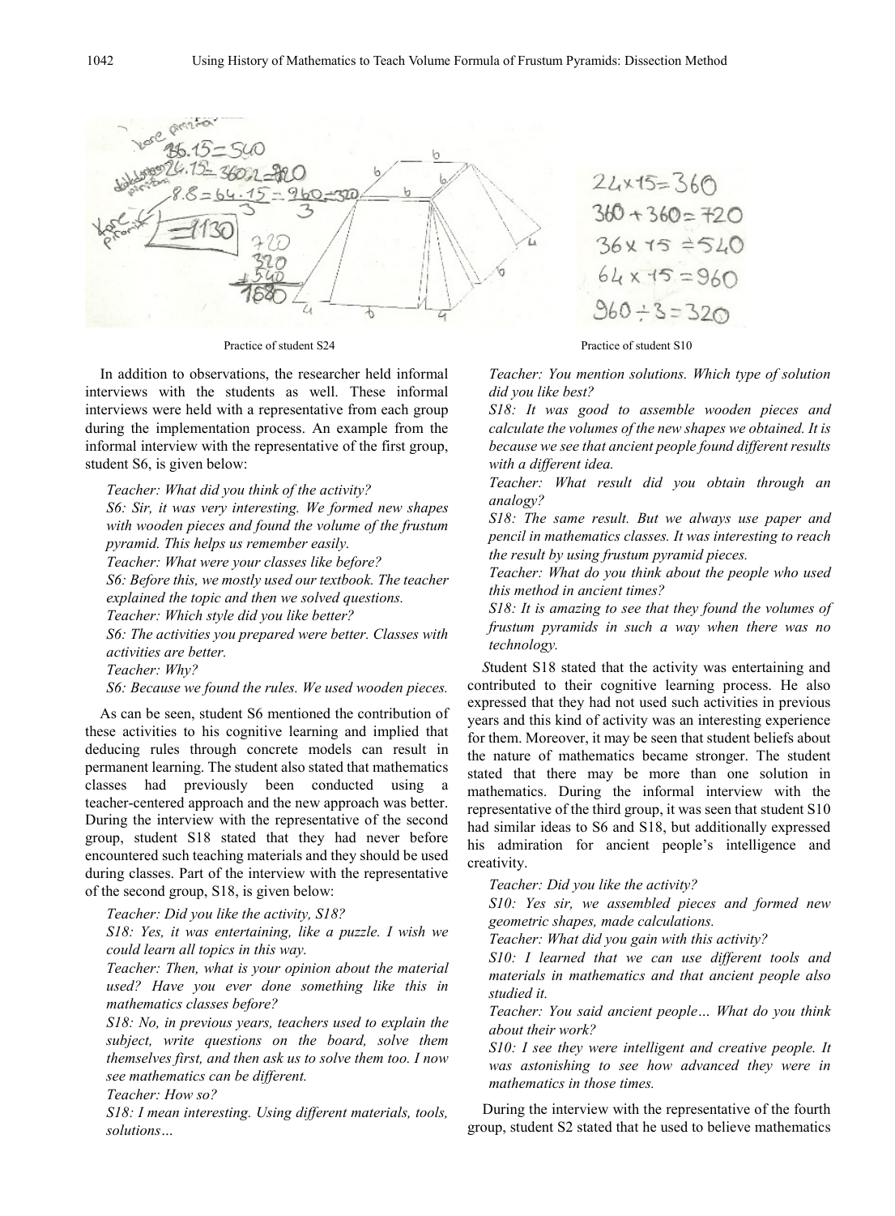Practice of student S24

Practice of student S10

In addition to observations, the researcher held informal interviews with the students as well. These informal interviews were held with a representative from each group during the implementation process. An example from the informal interview with the representative of the first group, student S6, is given below:

*Teacher: What did you think of the activity?*

*S6: Sir, it was very interesting. We formed new shapes with wooden pieces and found the volume of the frustum pyramid. This helps us remember easily.*

*Teacher: What were your classes like before?*

*S6: Before this, we mostly used our textbook. The teacher explained the topic and then we solved questions.*

*Teacher: Which style did you like better?*

*S6: The activities you prepared were better. Classes with activities are better.*

*Teacher: Why?*

*S6: Because we found the rules. We used wooden pieces.*

As can be seen, student S6 mentioned the contribution of these activities to his cognitive learning and implied that deducing rules through concrete models can result in permanent learning. The student also stated that mathematics classes had previously been conducted using a teacher-centered approach and the new approach was better. During the interview with the representative of the second group, student S18 stated that they had never before encountered such teaching materials and they should be used during classes. Part of the interview with the representative of the second group, S18, is given below:

*Teacher: Did you like the activity, S18?*

*S18: Yes, it was entertaining, like a puzzle. I wish we could learn all topics in this way.*

*Teacher: Then, what is your opinion about the material used? Have you ever done something like this in mathematics classes before?*

*S18: No, in previous years, teachers used to explain the subject, write questions on the board, solve them themselves first, and then ask us to solve them too. I now see mathematics can be different.*

*Teacher: How so?*

*S18: I mean interesting. Using different materials, tools, solutions…*

*Teacher: You mention solutions. Which type of solution did you like best?*

*S18: It was good to assemble wooden pieces and calculate the volumes of the new shapes we obtained. It is because we see that ancient people found different results with a different idea.*

*Teacher: What result did you obtain through an analogy?*

*S18: The same result. But we always use paper and pencil in mathematics classes. It was interesting to reach the result by using frustum pyramid pieces.*

*Teacher: What do you think about the people who used this method in ancient times?*

*S18: It is amazing to see that they found the volumes of frustum pyramids in such a way when there was no technology.*

Student S18 stated that the activity was entertaining and contributed to their cognitive learning process. He also expressed that they had not used such activities in previous years and this kind of activity was an interesting experience for them. Moreover, it may be seen that student beliefs about the nature of mathematics became stronger. The student stated that there may be more than one solution in mathematics. During the informal interview with the representative of the third group, it was seen that student S10 had similar ideas to S6 and S18, but additionally expressed his admiration for ancient people's intelligence and creativity.

*Teacher: Did you like the activity?*

*S10: Yes sir, we assembled pieces and formed new geometric shapes, made calculations.*

*Teacher: What did you gain with this activity?*

*S10: I learned that we can use different tools and materials in mathematics and that ancient people also studied it.*

*Teacher: You said ancient people… What do you think about their work?*

*S10: I see they were intelligent and creative people. It was astonishing to see how advanced they were in mathematics in those times.*

During the interview with the representative of the fourth group, student S2 stated that he used to believe mathematics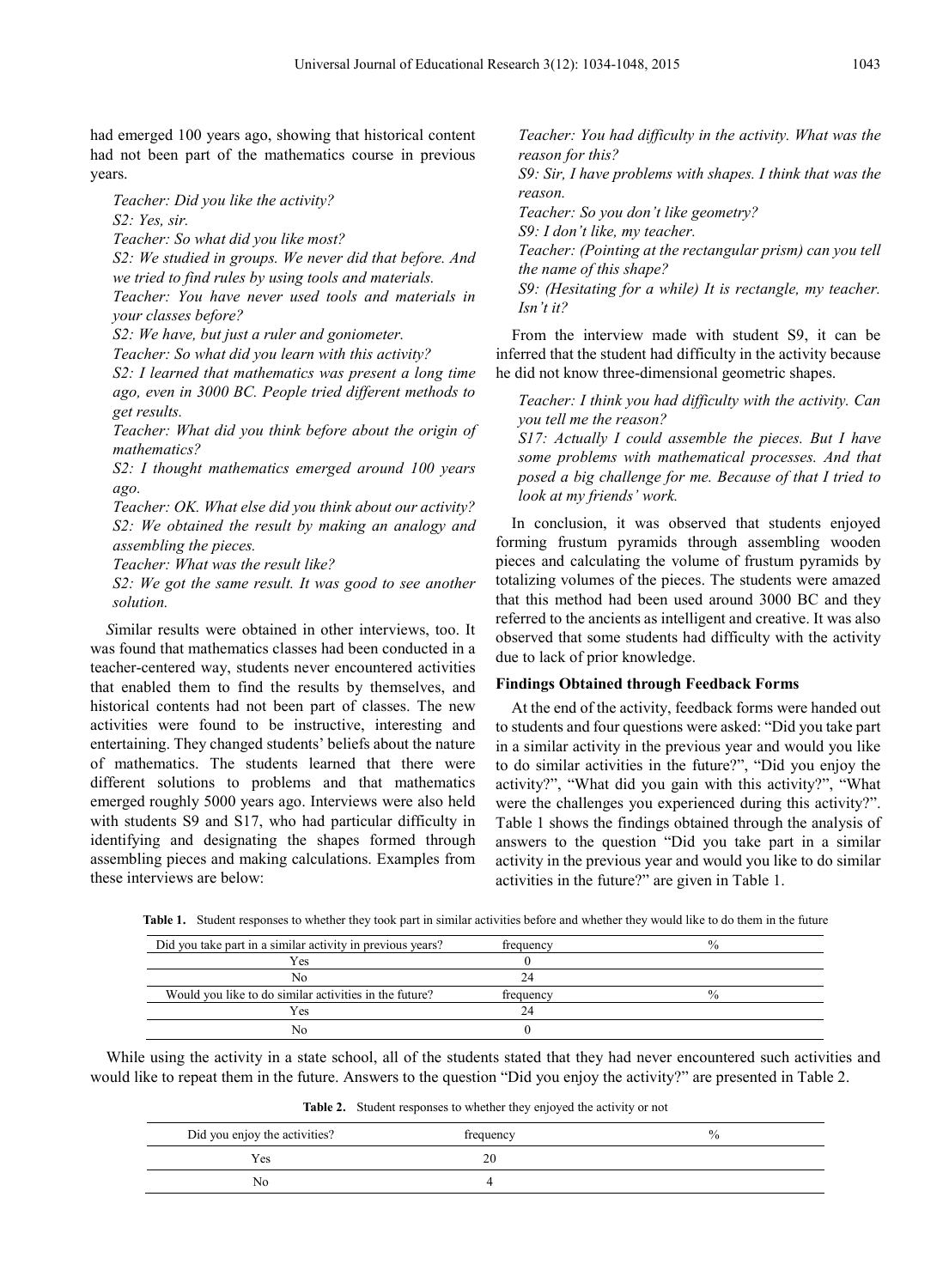had emerged 100 years ago, showing that historical content had not been part of the mathematics course in previous years.

*Teacher: Did you like the activity?*
*S2: Yes, sir.*
*Teacher: So what did you like most?*
*S2: We studied in groups. We never did that before. And we tried to find rules by using tools and materials.*
*Teacher: You have never used tools and materials in your classes before?*
*S2: We have, but just a ruler and goniometer.*
*Teacher: So what did you learn with this activity?*
*S2: I learned that mathematics was present a long time ago, even in 3000 BC. People tried different methods to get results.*
*Teacher: What did you think before about the origin of mathematics?*
*S2: I thought mathematics emerged around 100 years ago.*
*Teacher: OK. What else did you think about our activity?*
*S2: We obtained the result by making an analogy and assembling the pieces.*
*Teacher: What was the result like?*
*S2: We got the same result. It was good to see another solution.*

Similar results were obtained in other interviews, too. It was found that mathematics classes had been conducted in a teacher-centered way, students never encountered activities that enabled them to find the results by themselves, and historical contents had not been part of classes. The new activities were found to be instructive, interesting and entertaining. They changed students' beliefs about the nature of mathematics. The students learned that there were different solutions to problems and that mathematics emerged roughly 5000 years ago. Interviews were also held with students S9 and S17, who had particular difficulty in identifying and designating the shapes formed through assembling pieces and making calculations. Examples from these interviews are below:

*Teacher: You had difficulty in the activity. What was the reason for this?*
*S9: Sir, I have problems with shapes. I think that was the reason.*
*Teacher: So you don't like geometry?*
*S9: I don't like, my teacher.*
*Teacher: (Pointing at the rectangular prism) can you tell the name of this shape?*
*S9: (Hesitating for a while) It is rectangle, my teacher. Isn't it?*

From the interview made with student S9, it can be inferred that the student had difficulty in the activity because he did not know three-dimensional geometric shapes.

*Teacher: I think you had difficulty with the activity. Can you tell me the reason?*
*S17: Actually I could assemble the pieces. But I have some problems with mathematical processes. And that posed a big challenge for me. Because of that I tried to look at my friends' work.*

In conclusion, it was observed that students enjoyed forming frustum pyramids through assembling wooden pieces and calculating the volume of frustum pyramids by totalizing volumes of the pieces. The students were amazed that this method had been used around 3000 BC and they referred to the ancients as intelligent and creative. It was also observed that some students had difficulty with the activity due to lack of prior knowledge.

### Findings Obtained through Feedback Forms

At the end of the activity, feedback forms were handed out to students and four questions were asked: "Did you take part in a similar activity in the previous year and would you like to do similar activities in the future?", "Did you enjoy the activity?", "What did you gain with this activity?", "What were the challenges you experienced during this activity?". Table 1 shows the findings obtained through the analysis of answers to the question "Did you take part in a similar activity in the previous year and would you like to do similar activities in the future?" are given in Table 1.

**Table 1.** Student responses to whether they took part in similar activities before and whether they would like to do them in the future

| Did you take part in a similar activity in previous years? | frequency | % |
|---|---|---|
| Yes | 0 | |
| No | 24 | |
| Would you like to do similar activities in the future? | frequency | % |
| Yes | 24 | |
| No | 0 | |

While using the activity in a state school, all of the students stated that they had never encountered such activities and would like to repeat them in the future. Answers to the question "Did you enjoy the activity?" are presented in Table 2.

**Table 2.** Student responses to whether they enjoyed the activity or not

| Did you enjoy the activities? | frequency | % |
|---|---|---|
| Yes | 20 | |
| No | 4 | |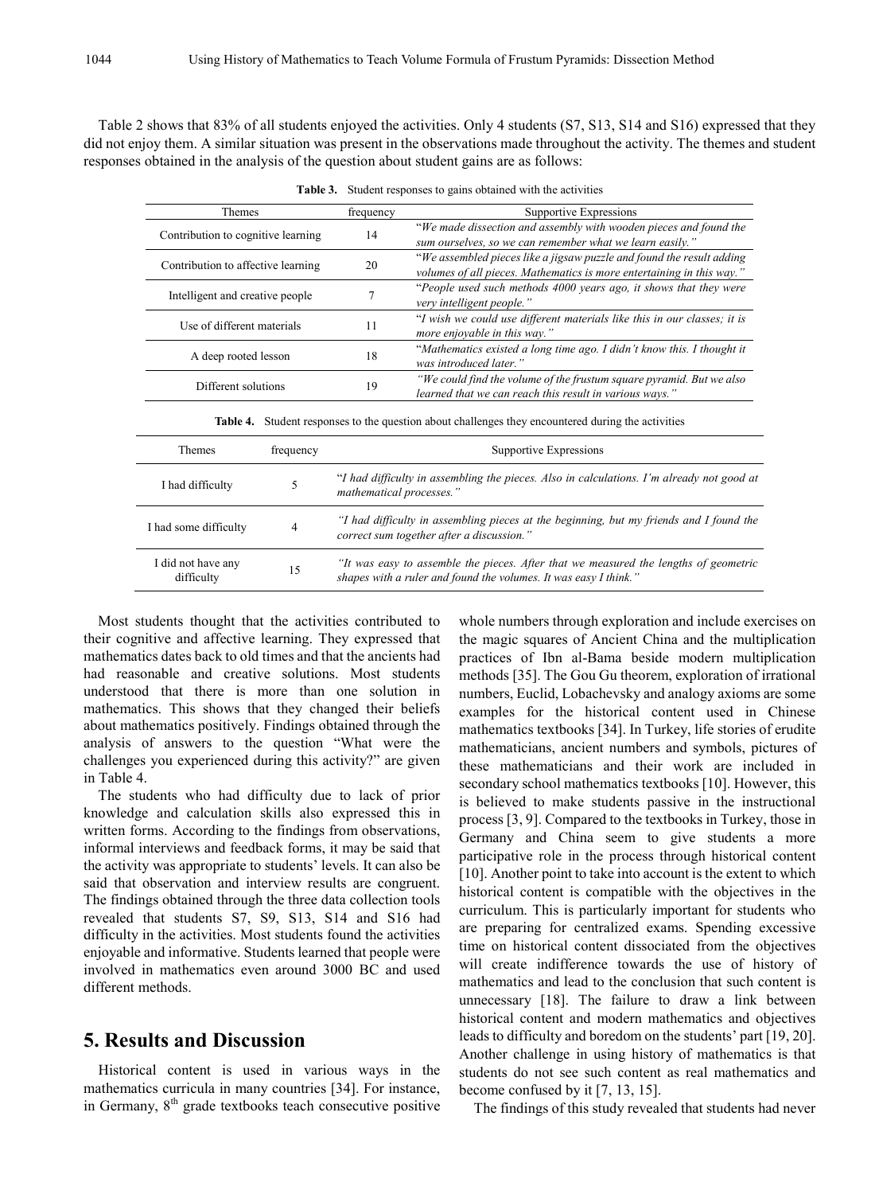Table 2 shows that 83% of all students enjoyed the activities. Only 4 students (S7, S13, S14 and S16) expressed that they did not enjoy them. A similar situation was present in the observations made throughout the activity. The themes and student responses obtained in the analysis of the question about student gains are as follows:

**Table 3.** Student responses to gains obtained with the activities

| Themes | frequency | Supportive Expressions |
|---|---|---|
| Contribution to cognitive learning | 14 | *"We made dissection and assembly with wooden pieces and found the sum ourselves, so we can remember what we learn easily."* |
| Contribution to affective learning | 20 | *"We assembled pieces like a jigsaw puzzle and found the result adding volumes of all pieces. Mathematics is more entertaining in this way."* |
| Intelligent and creative people | 7 | *"People used such methods 4000 years ago, it shows that they were very intelligent people."* |
| Use of different materials | 11 | *"I wish we could use different materials like this in our classes; it is more enjoyable in this way."* |
| A deep rooted lesson | 18 | *"Mathematics existed a long time ago. I didn't know this. I thought it was introduced later."* |
| Different solutions | 19 | *"We could find the volume of the frustum square pyramid. But we also learned that we can reach this result in various ways."* |

**Table 4.** Student responses to the question about challenges they encountered during the activities

| Themes | frequency | Supportive Expressions |
|---|---|---|
| I had difficulty | 5 | *"I had difficulty in assembling the pieces. Also in calculations. I'm already not good at mathematical processes."* |
| I had some difficulty | 4 | *"I had difficulty in assembling pieces at the beginning, but my friends and I found the correct sum together after a discussion."* |
| I did not have any difficulty | 15 | *"It was easy to assemble the pieces. After that we measured the lengths of geometric shapes with a ruler and found the volumes. It was easy I think."* |

Most students thought that the activities contributed to their cognitive and affective learning. They expressed that mathematics dates back to old times and that the ancients had had reasonable and creative solutions. Most students understood that there is more than one solution in mathematics. This shows that they changed their beliefs about mathematics positively. Findings obtained through the analysis of answers to the question "What were the challenges you experienced during this activity?" are given in Table 4.

The students who had difficulty due to lack of prior knowledge and calculation skills also expressed this in written forms. According to the findings from observations, informal interviews and feedback forms, it may be said that the activity was appropriate to students' levels. It can also be said that observation and interview results are congruent. The findings obtained through the three data collection tools revealed that students S7, S9, S13, S14 and S16 had difficulty in the activities. Most students found the activities enjoyable and informative. Students learned that people were involved in mathematics even around 3000 BC and used different methods.

## 5. Results and Discussion

Historical content is used in various ways in the mathematics curricula in many countries [34]. For instance, in Germany, 8th grade textbooks teach consecutive positive whole numbers through exploration and include exercises on the magic squares of Ancient China and the multiplication practices of Ibn al-Bama beside modern multiplication methods [35]. The Gou Gu theorem, exploration of irrational numbers, Euclid, Lobachevsky and analogy axioms are some examples for the historical content used in Chinese mathematics textbooks [34]. In Turkey, life stories of erudite mathematicians, ancient numbers and symbols, pictures of these mathematicians and their work are included in secondary school mathematics textbooks [10]. However, this is believed to make students passive in the instructional process [3, 9]. Compared to the textbooks in Turkey, those in Germany and China seem to give students a more participative role in the process through historical content [10]. Another point to take into account is the extent to which historical content is compatible with the objectives in the curriculum. This is particularly important for students who are preparing for centralized exams. Spending excessive time on historical content dissociated from the objectives will create indifference towards the use of history of mathematics and lead to the conclusion that such content is unnecessary [18]. The failure to draw a link between historical content and modern mathematics and objectives leads to difficulty and boredom on the students' part [19, 20]. Another challenge in using history of mathematics is that students do not see such content as real mathematics and become confused by it [7, 13, 15].

The findings of this study revealed that students had never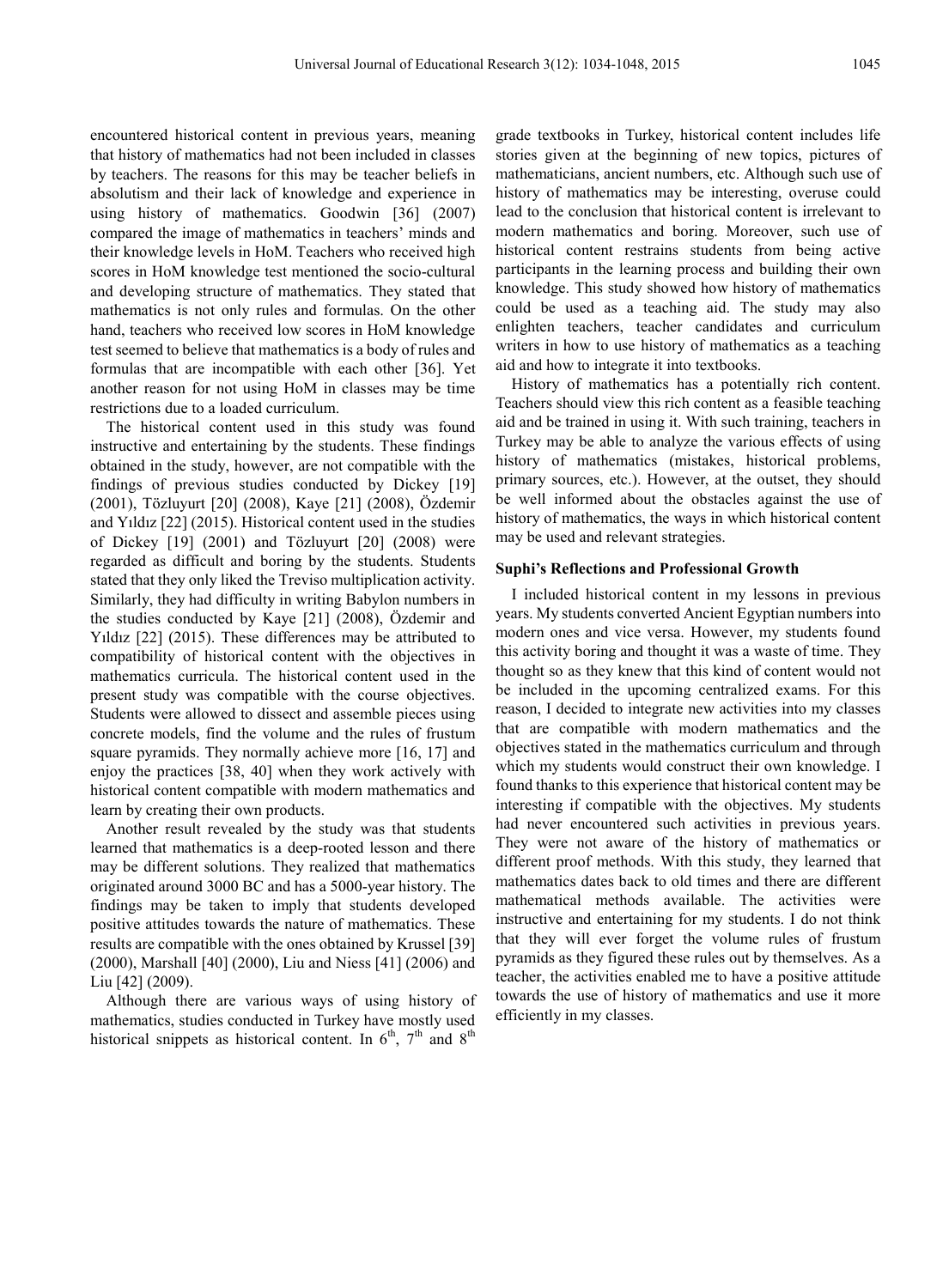encountered historical content in previous years, meaning that history of mathematics had not been included in classes by teachers. The reasons for this may be teacher beliefs in absolutism and their lack of knowledge and experience in using history of mathematics. Goodwin [36] (2007) compared the image of mathematics in teachers' minds and their knowledge levels in HoM. Teachers who received high scores in HoM knowledge test mentioned the socio-cultural and developing structure of mathematics. They stated that mathematics is not only rules and formulas. On the other hand, teachers who received low scores in HoM knowledge test seemed to believe that mathematics is a body of rules and formulas that are incompatible with each other [36]. Yet another reason for not using HoM in classes may be time restrictions due to a loaded curriculum.

The historical content used in this study was found instructive and entertaining by the students. These findings obtained in the study, however, are not compatible with the findings of previous studies conducted by Dickey [19] (2001), Tözluyurt [20] (2008), Kaye [21] (2008), Özdemir and Yıldız [22] (2015). Historical content used in the studies of Dickey [19] (2001) and Tözluyurt [20] (2008) were regarded as difficult and boring by the students. Students stated that they only liked the Treviso multiplication activity. Similarly, they had difficulty in writing Babylon numbers in the studies conducted by Kaye [21] (2008), Özdemir and Yıldız [22] (2015). These differences may be attributed to compatibility of historical content with the objectives in mathematics curricula. The historical content used in the present study was compatible with the course objectives. Students were allowed to dissect and assemble pieces using concrete models, find the volume and the rules of frustum square pyramids. They normally achieve more [16, 17] and enjoy the practices [38, 40] when they work actively with historical content compatible with modern mathematics and learn by creating their own products.

Another result revealed by the study was that students learned that mathematics is a deep-rooted lesson and there may be different solutions. They realized that mathematics originated around 3000 BC and has a 5000-year history. The findings may be taken to imply that students developed positive attitudes towards the nature of mathematics. These results are compatible with the ones obtained by Krussel [39] (2000), Marshall [40] (2000), Liu and Niess [41] (2006) and Liu [42] (2009).

Although there are various ways of using history of mathematics, studies conducted in Turkey have mostly used historical snippets as historical content. In 6th, 7th and 8th grade textbooks in Turkey, historical content includes life stories given at the beginning of new topics, pictures of mathematicians, ancient numbers, etc. Although such use of history of mathematics may be interesting, overuse could lead to the conclusion that historical content is irrelevant to modern mathematics and boring. Moreover, such use of historical content restrains students from being active participants in the learning process and building their own knowledge. This study showed how history of mathematics could be used as a teaching aid. The study may also enlighten teachers, teacher candidates and curriculum writers in how to use history of mathematics as a teaching aid and how to integrate it into textbooks.

History of mathematics has a potentially rich content. Teachers should view this rich content as a feasible teaching aid and be trained in using it. With such training, teachers in Turkey may be able to analyze the various effects of using history of mathematics (mistakes, historical problems, primary sources, etc.). However, at the outset, they should be well informed about the obstacles against the use of history of mathematics, the ways in which historical content may be used and relevant strategies.

### Suphi's Reflections and Professional Growth

I included historical content in my lessons in previous years. My students converted Ancient Egyptian numbers into modern ones and vice versa. However, my students found this activity boring and thought it was a waste of time. They thought so as they knew that this kind of content would not be included in the upcoming centralized exams. For this reason, I decided to integrate new activities into my classes that are compatible with modern mathematics and the objectives stated in the mathematics curriculum and through which my students would construct their own knowledge. I found thanks to this experience that historical content may be interesting if compatible with the objectives. My students had never encountered such activities in previous years. They were not aware of the history of mathematics or different proof methods. With this study, they learned that mathematics dates back to old times and there are different mathematical methods available. The activities were instructive and entertaining for my students. I do not think that they will ever forget the volume rules of frustum pyramids as they figured these rules out by themselves. As a teacher, the activities enabled me to have a positive attitude towards the use of history of mathematics and use it more efficiently in my classes.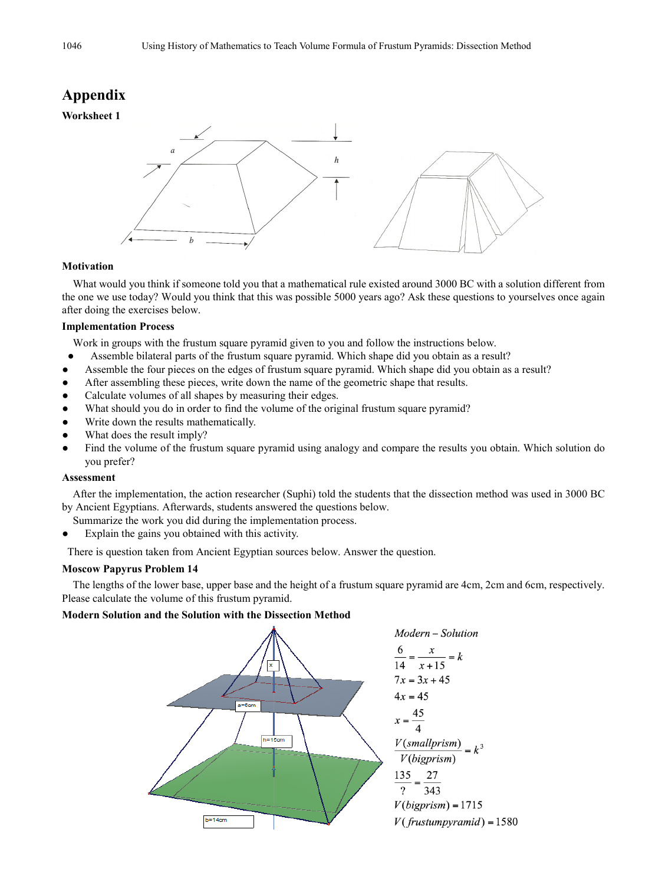# Appendix

### Worksheet 1

### Motivation

What would you think if someone told you that a mathematical rule existed around 3000 BC with a solution different from the one we use today? Would you think that this was possible 5000 years ago? Ask these questions to yourselves once again after doing the exercises below.

### Implementation Process

Work in groups with the frustum square pyramid given to you and follow the instructions below.

- Assemble bilateral parts of the frustum square pyramid. Which shape did you obtain as a result?
- Assemble the four pieces on the edges of frustum square pyramid. Which shape did you obtain as a result?
- After assembling these pieces, write down the name of the geometric shape that results.
- Calculate volumes of all shapes by measuring their edges.
- What should you do in order to find the volume of the original frustum square pyramid?
- Write down the results mathematically.
- What does the result imply?
- Find the volume of the frustum square pyramid using analogy and compare the results you obtain. Which solution do you prefer?

### Assessment

After the implementation, the action researcher (Suphi) told the students that the dissection method was used in 3000 BC by Ancient Egyptians. Afterwards, students answered the questions below.

Summarize the work you did during the implementation process.

- Explain the gains you obtained with this activity.

There is question taken from Ancient Egyptian sources below. Answer the question.

### Moscow Papyrus Problem 14

The lengths of the lower base, upper base and the height of a frustum square pyramid are 4cm, 2cm and 6cm, respectively. Please calculate the volume of this frustum pyramid.

### Modern Solution and the Solution with the Dissection Method

*Modern – Solution*

$$\frac{6}{14} = \frac{x}{x+15} = k$$

$$7x = 3x + 45$$

$$4x = 45$$

$$x = \frac{45}{4}$$

$$\frac{V(smallprism)}{V(bigprism)} = k^3$$

$$\frac{135}{?} = \frac{27}{343}$$

$$V(bigprism) = 1715$$

$$V(frustumpyramid) = 1580$$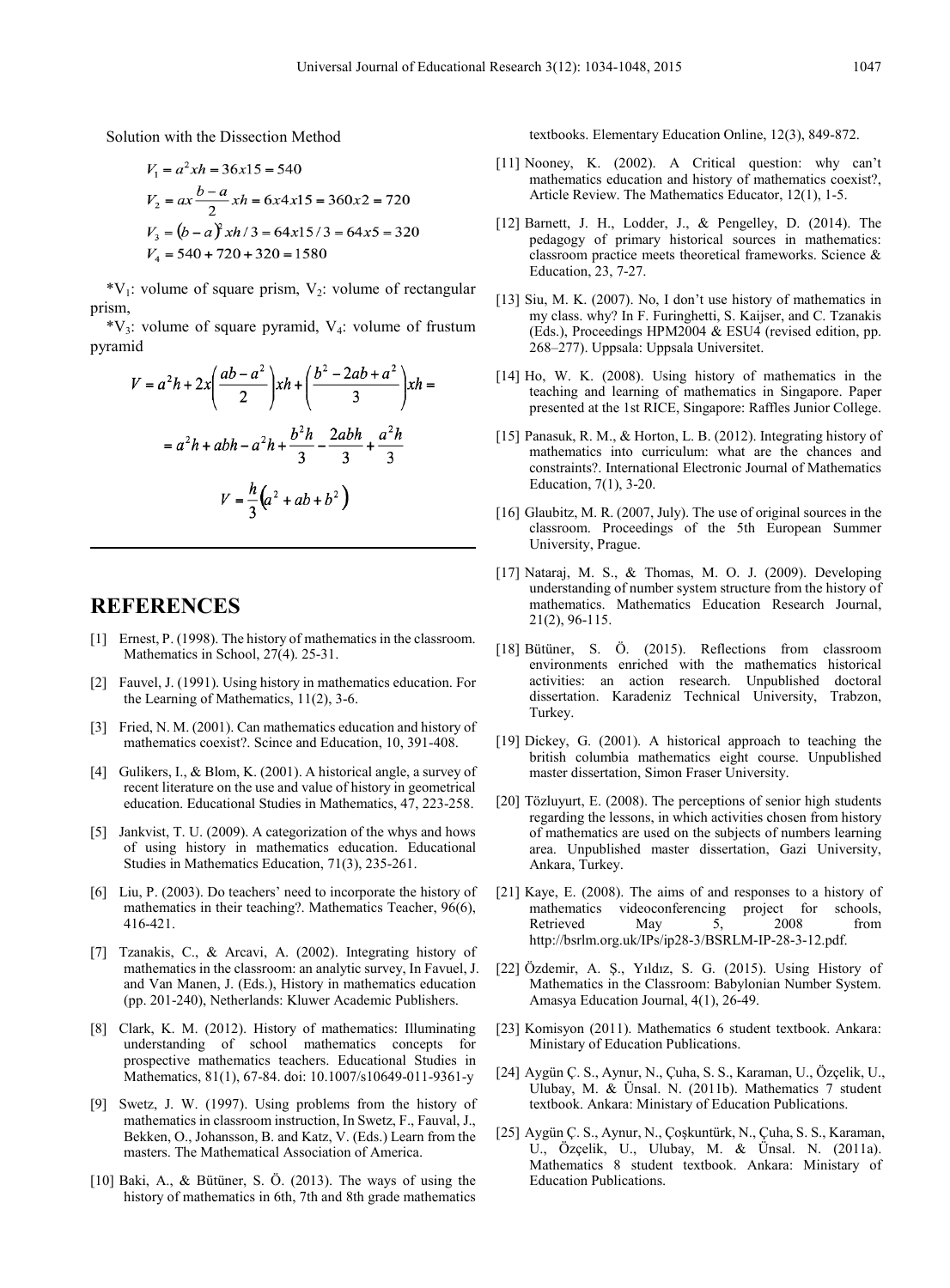Solution with the Dissection Method

$$V_1 = a^2 xh = 36x15 = 540$$

$$V_2 = ax\frac{b-a}{2}xh = 6x4x15 = 360x2 = 720$$

$$V_3 = (b-a)^2 xh/3 = 64x15/3 = 64x5 = 320$$

$$V_4 = 540 + 720 + 320 = 1580$$

*$V_1$: volume of square prism, $V_2$: volume of rectangular prism,

*$V_3$: volume of square pyramid, $V_4$: volume of frustum pyramid

$$V = a^2h + 2x\left(\frac{ab-a^2}{2}\right)xh + \left(\frac{b^2-2ab+a^2}{3}\right)xh =$$

$$= a^2h + abh - a^2h + \frac{b^2h}{3} - \frac{2abh}{3} + \frac{a^2h}{3}$$

$$V = \frac{h}{3}\left(a^2 + ab + b^2\right)$$

# REFERENCES

[1] Ernest, P. (1998). The history of mathematics in the classroom. Mathematics in School, 27(4). 25-31.

[2] Fauvel, J. (1991). Using history in mathematics education. For the Learning of Mathematics, 11(2), 3-6.

[3] Fried, N. M. (2001). Can mathematics education and history of mathematics coexist?. Scince and Education, 10, 391-408.

[4] Gulikers, I., & Blom, K. (2001). A historical angle, a survey of recent literature on the use and value of history in geometrical education. Educational Studies in Mathematics, 47, 223-258.

[5] Jankvist, T. U. (2009). A categorization of the whys and hows of using history in mathematics education. Educational Studies in Mathematics Education, 71(3), 235-261.

[6] Liu, P. (2003). Do teachers' need to incorporate the history of mathematics in their teaching?. Mathematics Teacher, 96(6), 416-421.

[7] Tzanakis, C., & Arcavi, A. (2002). Integrating history of mathematics in the classroom: an analytic survey, In Favuel, J. and Van Manen, J. (Eds.), History in mathematics education (pp. 201-240), Netherlands: Kluwer Academic Publishers.

[8] Clark, K. M. (2012). History of mathematics: Illuminating understanding of school mathematics concepts for prospective mathematics teachers. Educational Studies in Mathematics, 81(1), 67-84. doi: 10.1007/s10649-011-9361-y

[9] Swetz, J. W. (1997). Using problems from the history of mathematics in classroom instruction, In Swetz, F., Fauval, J., Bekken, O., Johansson, B. and Katz, V. (Eds.) Learn from the masters. The Mathematical Association of America.

[10] Baki, A., & Bütüner, S. Ö. (2013). The ways of using the history of mathematics in 6th, 7th and 8th grade mathematics textbooks. Elementary Education Online, 12(3), 849-872.

[11] Nooney, K. (2002). A Critical question: why can't mathematics education and history of mathematics coexist?, Article Review. The Mathematics Educator, 12(1), 1-5.

[12] Barnett, J. H., Lodder, J., & Pengelley, D. (2014). The pedagogy of primary historical sources in mathematics: classroom practice meets theoretical frameworks. Science & Education, 23, 7-27.

[13] Siu, M. K. (2007). No, I don't use history of mathematics in my class. why? In F. Furinghetti, S. Kaijser, and C. Tzanakis (Eds.), Proceedings HPM2004 & ESU4 (revised edition, pp. 268–277). Uppsala: Uppsala Universitet.

[14] Ho, W. K. (2008). Using history of mathematics in the teaching and learning of mathematics in Singapore. Paper presented at the 1st RICE, Singapore: Raffles Junior College.

[15] Panasuk, R. M., & Horton, L. B. (2012). Integrating history of mathematics into curriculum: what are the chances and constraints?. International Electronic Journal of Mathematics Education, 7(1), 3-20.

[16] Glaubitz, M. R. (2007, July). The use of original sources in the classroom. Proceedings of the 5th European Summer University, Prague.

[17] Nataraj, M. S., & Thomas, M. O. J. (2009). Developing understanding of number system structure from the history of mathematics. Mathematics Education Research Journal, 21(2), 96-115.

[18] Bütüner, S. Ö. (2015). Reflections from classroom environments enriched with the mathematics historical activities: an action research. Unpublished doctoral dissertation. Karadeniz Technical University, Trabzon, Turkey.

[19] Dickey, G. (2001). A historical approach to teaching the british columbia mathematics eight course. Unpublished master dissertation, Simon Fraser University.

[20] Tözluyurt, E. (2008). The perceptions of senior high students regarding the lessons, in which activities chosen from history of mathematics are used on the subjects of numbers learning area. Unpublished master dissertation, Gazi University, Ankara, Turkey.

[21] Kaye, E. (2008). The aims of and responses to a history of mathematics videoconferencing project for schools, Retrieved May 5, 2008 from http://bsrlm.org.uk/IPs/ip28-3/BSRLM-IP-28-3-12.pdf.

[22] Özdemir, A. Ş., Yıldız, S. G. (2015). Using History of Mathematics in the Classroom: Babylonian Number System. Amasya Education Journal, 4(1), 26-49.

[23] Komisyon (2011). Mathematics 6 student textbook. Ankara: Ministary of Education Publications.

[24] Aygün Ç. S., Aynur, N., Çuha, S. S., Karaman, U., Özçelik, U., Ulubay, M. & Ünsal. N. (2011b). Mathematics 7 student textbook. Ankara: Ministary of Education Publications.

[25] Aygün Ç. S., Aynur, N., Çoşkuntürk, N., Çuha, S. S., Karaman, U., Özçelik, U., Ulubay, M. & Ünsal. N. (2011a). Mathematics 8 student textbook. Ankara: Ministary of Education Publications.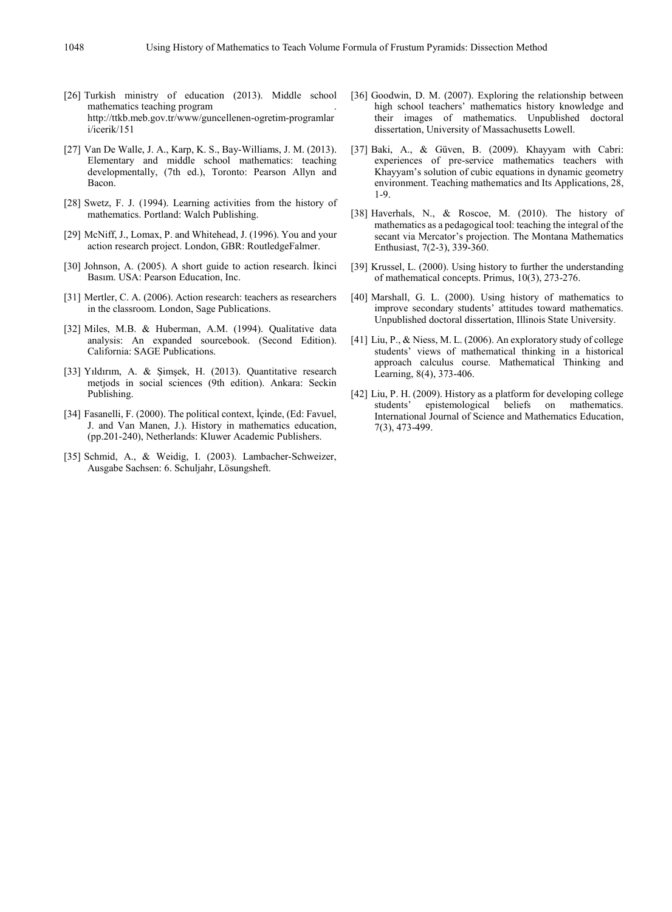[26] Turkish ministry of education (2013). Middle school mathematics teaching program . http://ttkb.meb.gov.tr/www/guncellenen-ogretim-programlari/icerik/151

[27] Van De Walle, J. A., Karp, K. S., Bay-Williams, J. M. (2013). Elementary and middle school mathematics: teaching developmentally, (7th ed.), Toronto: Pearson Allyn and Bacon.

[28] Swetz, F. J. (1994). Learning activities from the history of mathematics. Portland: Walch Publishing.

[29] McNiff, J., Lomax, P. and Whitehead, J. (1996). You and your action research project. London, GBR: RoutledgeFalmer.

[30] Johnson, A. (2005). A short guide to action research. İkinci Basım. USA: Pearson Education, Inc.

[31] Mertler, C. A. (2006). Action research: teachers as researchers in the classroom. London, Sage Publications.

[32] Miles, M.B. & Huberman, A.M. (1994). Qualitative data analysis: An expanded sourcebook. (Second Edition). California: SAGE Publications.

[33] Yıldırım, A. & Şimşek, H. (2013). Quantitative research metjods in social sciences (9th edition). Ankara: Seckin Publishing.

[34] Fasanelli, F. (2000). The political context, İçinde, (Ed: Favuel, J. and Van Manen, J.). History in mathematics education, (pp.201-240), Netherlands: Kluwer Academic Publishers.

[35] Schmid, A., & Weidig, I. (2003). Lambacher-Schweizer, Ausgabe Sachsen: 6. Schuljahr, Lösungsheft.

[36] Goodwin, D. M. (2007). Exploring the relationship between high school teachers' mathematics history knowledge and their images of mathematics. Unpublished doctoral dissertation, University of Massachusetts Lowell.

[37] Baki, A., & Güven, B. (2009). Khayyam with Cabri: experiences of pre-service mathematics teachers with Khayyam's solution of cubic equations in dynamic geometry environment. Teaching mathematics and Its Applications, 28, 1-9.

[38] Haverhals, N., & Roscoe, M. (2010). The history of mathematics as a pedagogical tool: teaching the integral of the secant via Mercator's projection. The Montana Mathematics Enthusiast, 7(2-3), 339-360.

[39] Krussel, L. (2000). Using history to further the understanding of mathematical concepts. Primus, 10(3), 273-276.

[40] Marshall, G. L. (2000). Using history of mathematics to improve secondary students' attitudes toward mathematics. Unpublished doctoral dissertation, Illinois State University.

[41] Liu, P., & Niess, M. L. (2006). An exploratory study of college students' views of mathematical thinking in a historical approach calculus course. Mathematical Thinking and Learning, 8(4), 373-406.

[42] Liu, P. H. (2009). History as a platform for developing college students' epistemological beliefs on mathematics. International Journal of Science and Mathematics Education, 7(3), 473-499.